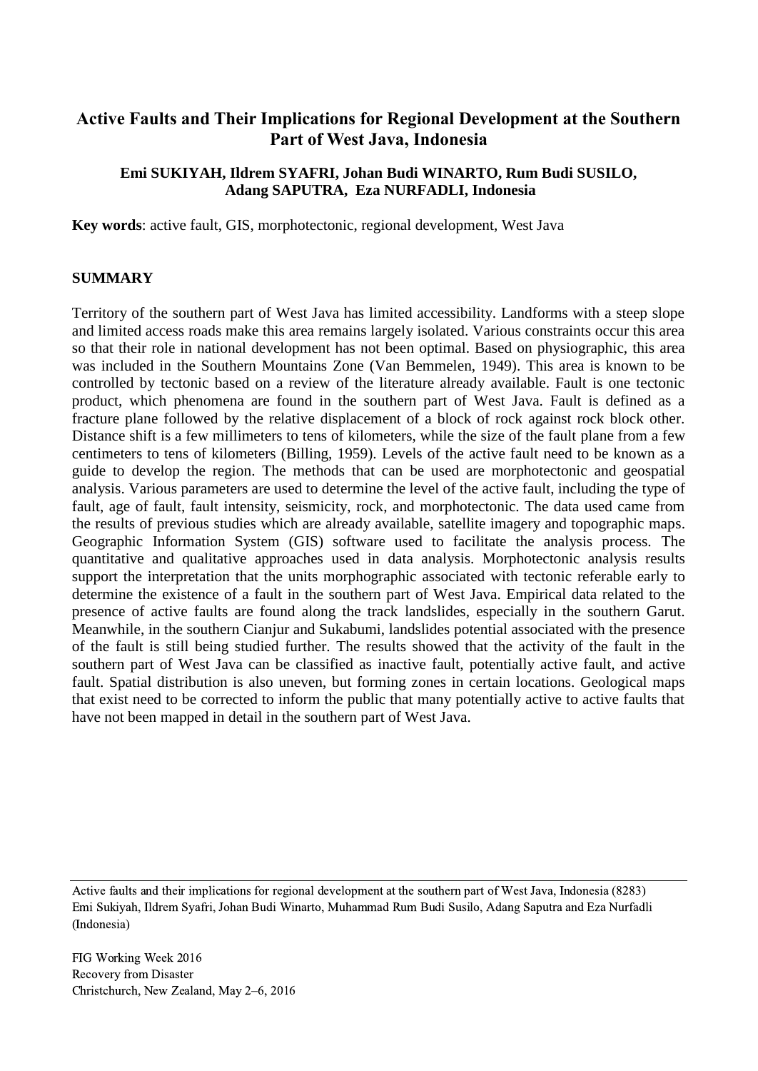# Active Faults and Their Implications for Regional Development at the Southern Part of West Java, Indonesia

**Emi SUKIYAH, Ildrem SYAFRI, Johan Budi WINARTO, Rum Budi SUSILO, Adang SAPUTRA, Eza NURFADLI, Indonesia**

**Key words**: active fault, GIS, morphotectonic, regional development, West Java

## SUMMARY

Territory of the southern part of West Java has limited accessibility. Landforms with a steep slope and limited access roads make this area remains largely isolated. Various constraints occur this area so that their role in national development has not been optimal. Based on physiographic, this area was included in the Southern Mountains Zone (Van Bemmelen, 1949). This area is known to be controlled by tectonic based on a review of the literature already available. Fault is one tectonic product, which phenomena are found in the southern part of West Java. Fault is defined as a fracture plane followed by the relative displacement of a block of rock against rock block other. Distance shift is a few millimeters to tens of kilometers, while the size of the fault plane from a few centimeters to tens of kilometers (Billing, 1959). Levels of the active fault need to be known as a guide to develop the region. The methods that can be used are morphotectonic and geospatial analysis. Various parameters are used to determine the level of the active fault, including the type of fault, age of fault, fault intensity, seismicity, rock, and morphotectonic. The data used came from the results of previous studies which are already available, satellite imagery and topographic maps. Geographic Information System (GIS) software used to facilitate the analysis process. The quantitative and qualitative approaches used in data analysis. Morphotectonic analysis results support the interpretation that the units morphographic associated with tectonic referable early to determine the existence of a fault in the southern part of West Java. Empirical data related to the presence of active faults are found along the track landslides, especially in the southern Garut. Meanwhile, in the southern Cianjur and Sukabumi, landslides potential associated with the presence of the fault is still being studied further. The results showed that the activity of the fault in the southern part of West Java can be classified as inactive fault, potentially active fault, and active fault. Spatial distribution is also uneven, but forming zones in certain locations. Geological maps that exist need to be corrected to inform the public that many potentially active to active faults that have not been mapped in detail in the southern part of West Java.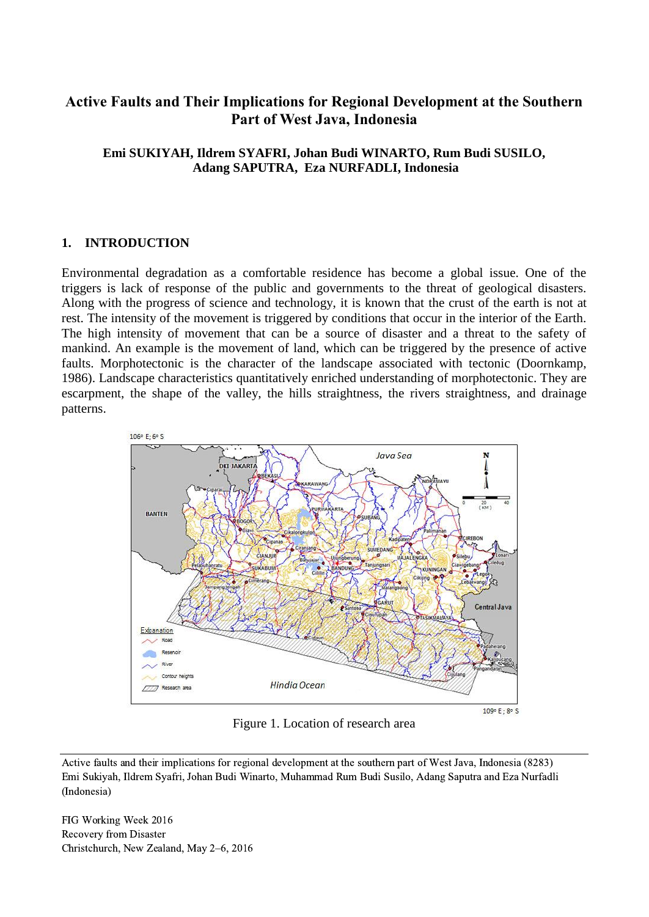# Active Faults and Their Implications for Regional Development at the Southern Part of West Java, Indonesia

**Emi SUKIYAH, Ildrem SYAFRI, Johan Budi WINARTO, Rum Budi SUSILO, Adang SAPUTRA, Eza NURFADLI, Indonesia**

## 1. INTRODUCTION

Environmental degradation as a comfortable residence has become a global issue. One of the triggers is lack of response of the public and governments to the threat of geological disasters. Along with the progress of science and technology, it is known that the crust of the earth is not at rest. The intensity of the movement is triggered by conditions that occur in the interior of the Earth. The high intensity of movement that can be a source of disaster and a threat to the safety of mankind. An example is the movement of land, which can be triggered by the presence of active faults. Morphotectonic is the character of the landscape associated with tectonic (Doornkamp, 1986). Landscape characteristics quantitatively enriched understanding of morphotectonic. They are escarpment, the shape of the valley, the hills straightness, the rivers straightness, and drainage patterns.

Figure 1. Location of research area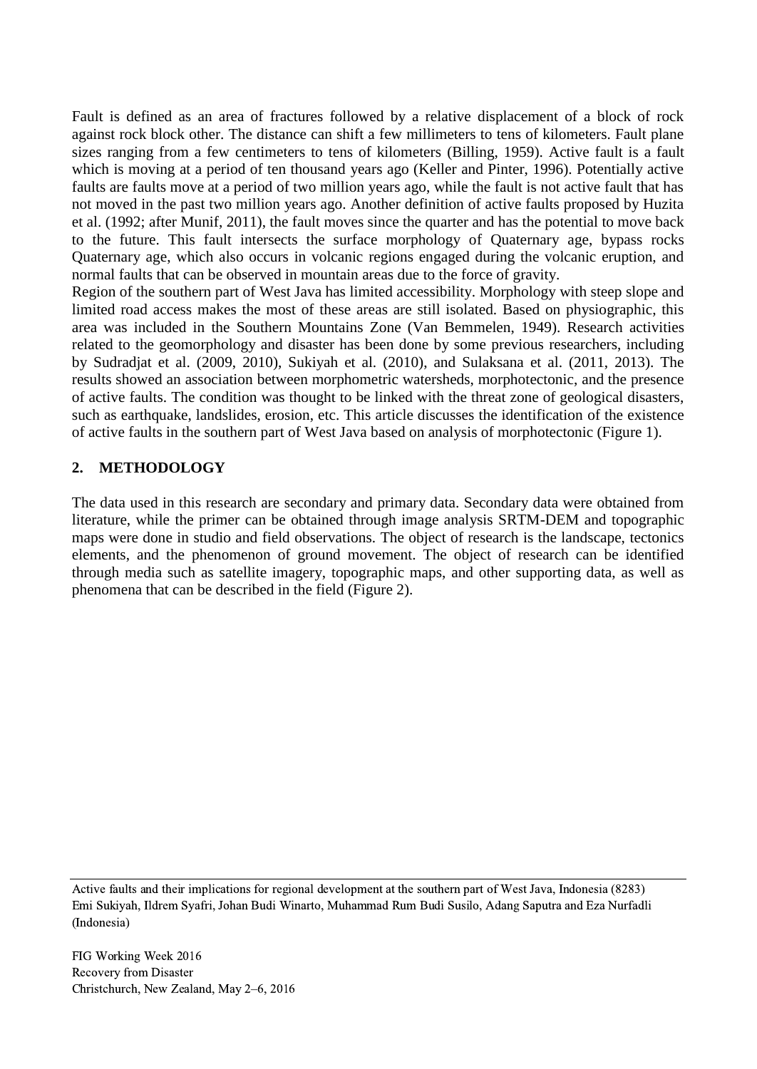Fault is defined as an area of fractures followed by a relative displacement of a block of rock against rock block other. The distance can shift a few millimeters to tens of kilometers. Fault plane sizes ranging from a few centimeters to tens of kilometers (Billing, 1959). Active fault is a fault which is moving at a period of ten thousand years ago (Keller and Pinter, 1996). Potentially active faults are faults move at a period of two million years ago, while the fault is not active fault that has not moved in the past two million years ago. Another definition of active faults proposed by Huzita et al. (1992; after Munif, 2011), the fault moves since the quarter and has the potential to move back to the future. This fault intersects the surface morphology of Quaternary age, bypass rocks Quaternary age, which also occurs in volcanic regions engaged during the volcanic eruption, and normal faults that can be observed in mountain areas due to the force of gravity.
Region of the southern part of West Java has limited accessibility. Morphology with steep slope and limited road access makes the most of these areas are still isolated. Based on physiographic, this area was included in the Southern Mountains Zone (Van Bemmelen, 1949). Research activities related to the geomorphology and disaster has been done by some previous researchers, including by Sudradjat et al. (2009, 2010), Sukiyah et al. (2010), and Sulaksana et al. (2011, 2013). The results showed an association between morphometric watersheds, morphotectonic, and the presence of active faults. The condition was thought to be linked with the threat zone of geological disasters, such as earthquake, landslides, erosion, etc. This article discusses the identification of the existence of active faults in the southern part of West Java based on analysis of morphotectonic (Figure 1).

## 2. METHODOLOGY

The data used in this research are secondary and primary data. Secondary data were obtained from literature, while the primer can be obtained through image analysis SRTM-DEM and topographic maps were done in studio and field observations. The object of research is the landscape, tectonics elements, and the phenomenon of ground movement. The object of research can be identified through media such as satellite imagery, topographic maps, and other supporting data, as well as phenomena that can be described in the field (Figure 2).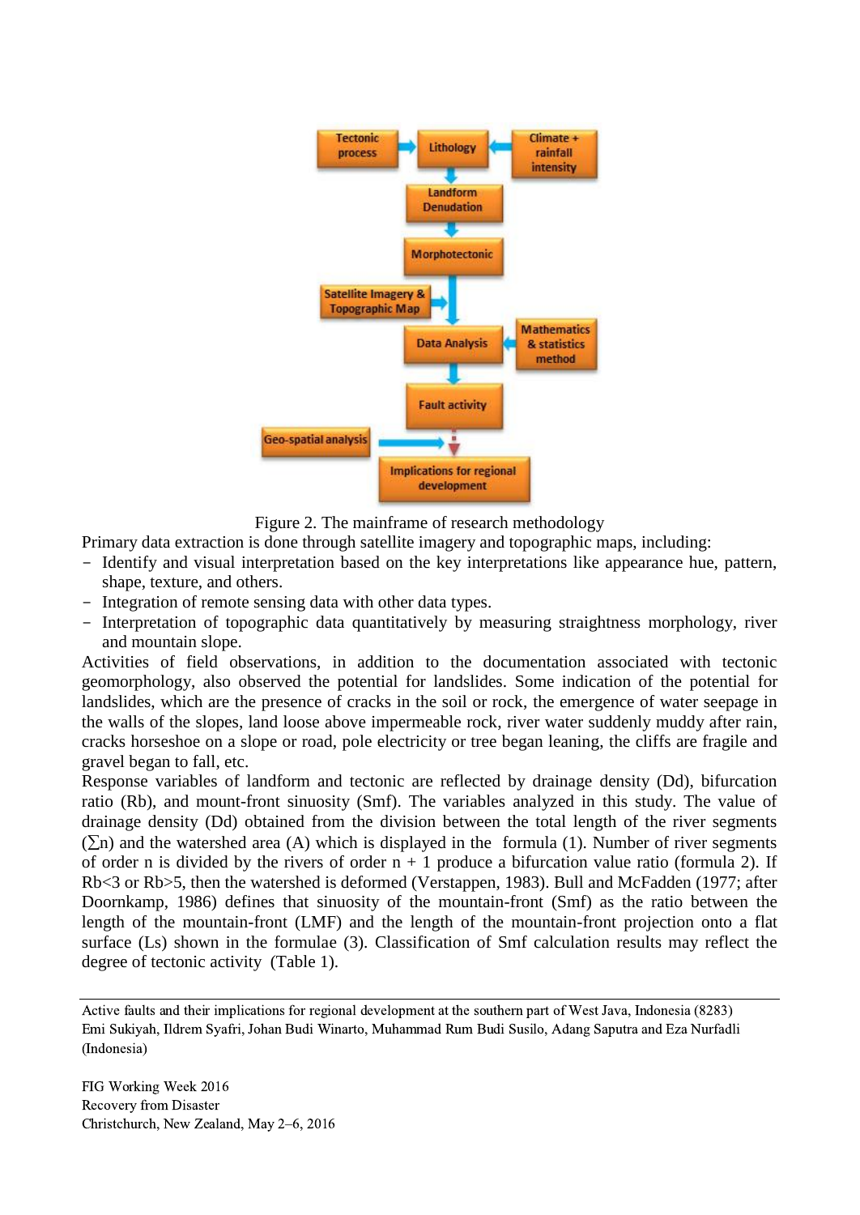Figure 2. The mainframe of research methodology

Primary data extraction is done through satellite imagery and topographic maps, including:

- Identify and visual interpretation based on the key interpretations like appearance hue, pattern, shape, texture, and others.
- Integration of remote sensing data with other data types.
- Interpretation of topographic data quantitatively by measuring straightness morphology, river and mountain slope.

Activities of field observations, in addition to the documentation associated with tectonic geomorphology, also observed the potential for landslides. Some indication of the potential for landslides, which are the presence of cracks in the soil or rock, the emergence of water seepage in the walls of the slopes, land loose above impermeable rock, river water suddenly muddy after rain, cracks horseshoe on a slope or road, pole electricity or tree began leaning, the cliffs are fragile and gravel began to fall, etc.

Response variables of landform and tectonic are reflected by drainage density (Dd), bifurcation ratio (Rb), and mount-front sinuosity (Smf). The variables analyzed in this study. The value of drainage density (Dd) obtained from the division between the total length of the river segments ($\sum n$) and the watershed area (A) which is displayed in the formula (1). Number of river segments of order n is divided by the rivers of order n + 1 produce a bifurcation value ratio (formula 2). If $Rb<3$ or $Rb>5$, then the watershed is deformed (Verstappen, 1983). Bull and McFadden (1977; after Doornkamp, 1986) defines that sinuosity of the mountain-front (Smf) as the ratio between the length of the mountain-front (LMF) and the length of the mountain-front projection onto a flat surface (Ls) shown in the formulae (3). Classification of Smf calculation results may reflect the degree of tectonic activity (Table 1).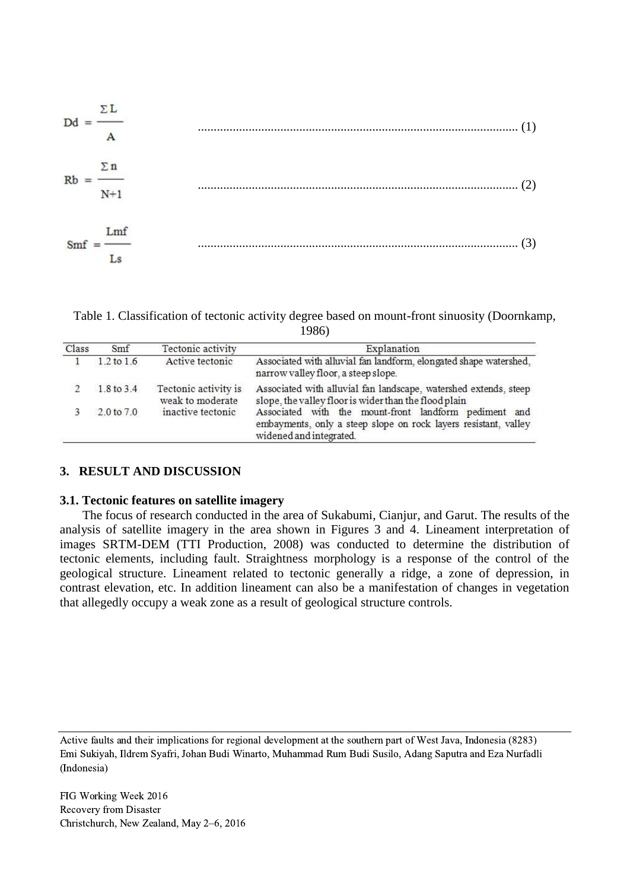$$Dd = \frac{\Sigma L}{A} \quad (1)$$

$$Rb = \frac{\Sigma n}{N+1} \quad (2)$$

$$Smf = \frac{Lmf}{Ls} \quad (3)$$

Table 1. Classification of tectonic activity degree based on mount-front sinuosity (Doornkamp, 1986)

| Class | Smf | Tectonic activity | Explanation |
|---|---|---|---|
| 1 | 1.2 to 1.6 | Active tectonic | Associated with alluvial fan landform, elongated shape watershed, narrow valley floor, a steep slope. |
| 2 | 1.8 to 3.4 | Tectonic activity is weak to moderate | Associated with alluvial fan landscape, watershed extends, steep slope, the valley floor is wider than the flood plain |
| 3 | 2.0 to 7.0 | inactive tectonic | Associated with the mount-front landform pediment and embayments, only a steep slope on rock layers resistant, valley widened and integrated. |

## 3. RESULT AND DISCUSSION

### 3.1. Tectonic features on satellite imagery

The focus of research conducted in the area of Sukabumi, Cianjur, and Garut. The results of the analysis of satellite imagery in the area shown in Figures 3 and 4. Lineament interpretation of images SRTM-DEM (TTI Production, 2008) was conducted to determine the distribution of tectonic elements, including fault. Straightness morphology is a response of the control of the geological structure. Lineament related to tectonic generally a ridge, a zone of depression, in contrast elevation, etc. In addition lineament can also be a manifestation of changes in vegetation that allegedly occupy a weak zone as a result of geological structure controls.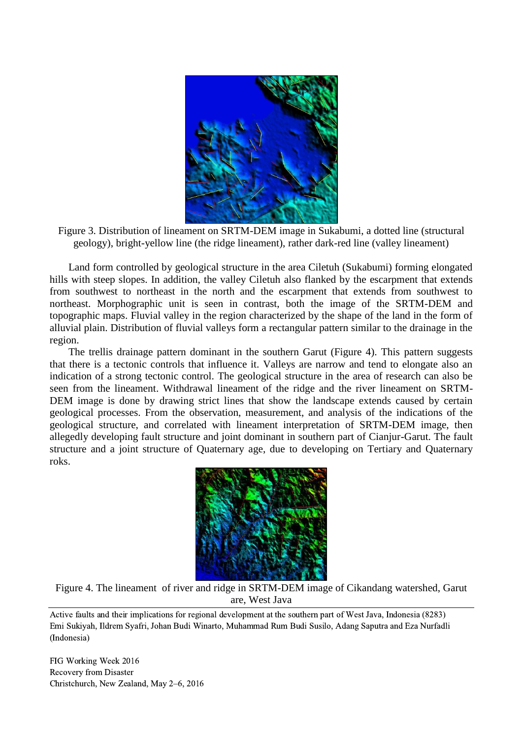Figure 3. Distribution of lineament on SRTM-DEM image in Sukabumi, a dotted line (structural geology), bright-yellow line (the ridge lineament), rather dark-red line (valley lineament)

Land form controlled by geological structure in the area Ciletuh (Sukabumi) forming elongated hills with steep slopes. In addition, the valley Ciletuh also flanked by the escarpment that extends from southwest to northeast in the north and the escarpment that extends from southwest to northeast. Morphographic unit is seen in contrast, both the image of the SRTM-DEM and topographic maps. Fluvial valley in the region characterized by the shape of the land in the form of alluvial plain. Distribution of fluvial valleys form a rectangular pattern similar to the drainage in the region.

The trellis drainage pattern dominant in the southern Garut (Figure 4). This pattern suggests that there is a tectonic controls that influence it. Valleys are narrow and tend to elongate also an indication of a strong tectonic control. The geological structure in the area of research can also be seen from the lineament. Withdrawal lineament of the ridge and the river lineament on SRTM-DEM image is done by drawing strict lines that show the landscape extends caused by certain geological processes. From the observation, measurement, and analysis of the indications of the geological structure, and correlated with lineament interpretation of SRTM-DEM image, then allegedly developing fault structure and joint dominant in southern part of Cianjur-Garut. The fault structure and a joint structure of Quaternary age, due to developing on Tertiary and Quaternary roks.

Figure 4. The lineament of river and ridge in SRTM-DEM image of Cikandang watershed, Garut are, West Java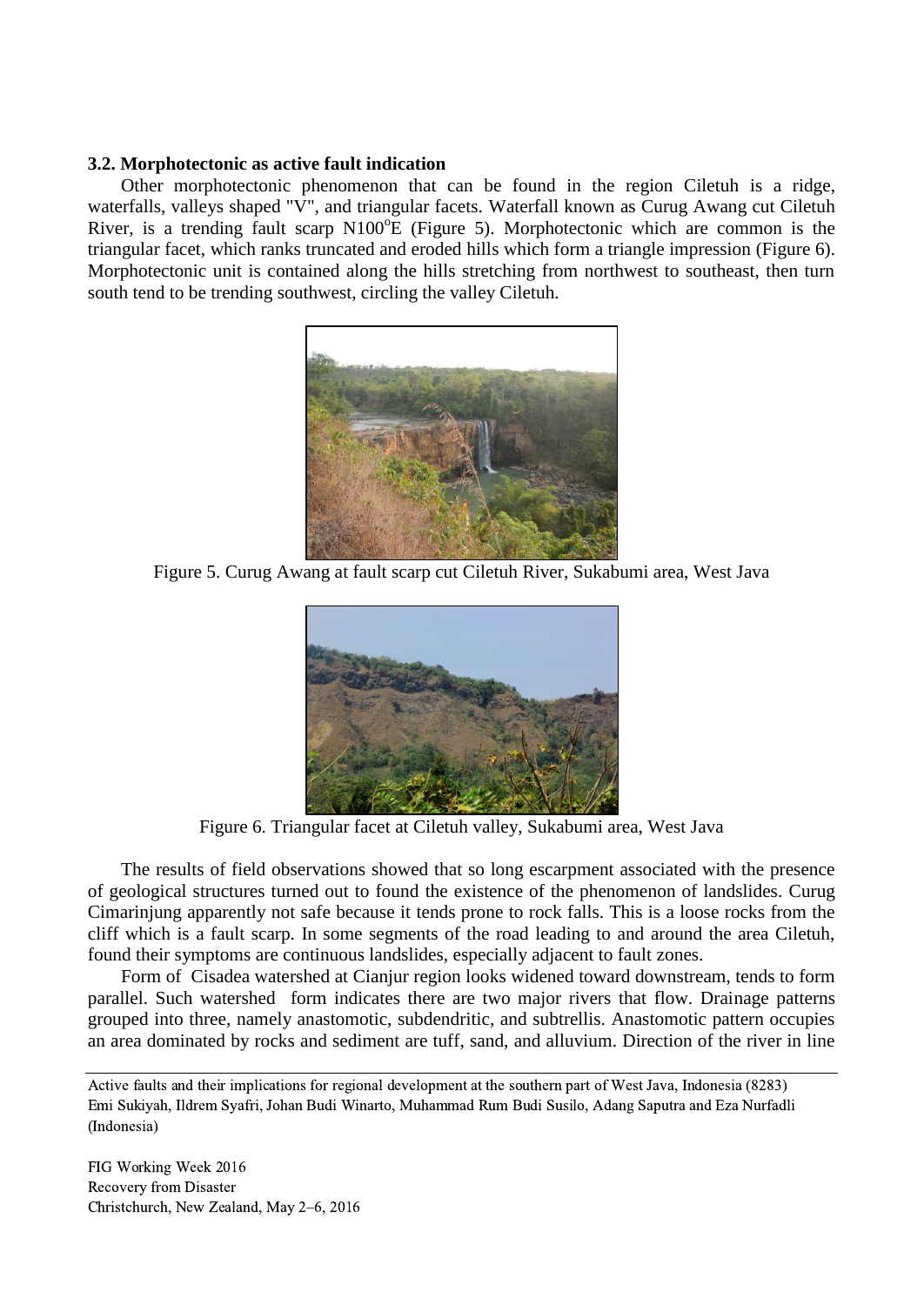### 3.2. Morphotectonic as active fault indication

Other morphotectonic phenomenon that can be found in the region Ciletuh is a ridge, waterfalls, valleys shaped "V", and triangular facets. Waterfall known as Curug Awang cut Ciletuh River, is a trending fault scarp N100$^o$E (Figure 5). Morphotectonic which are common is the triangular facet, which ranks truncated and eroded hills which form a triangle impression (Figure 6). Morphotectonic unit is contained along the hills stretching from northwest to southeast, then turn south tend to be trending southwest, circling the valley Ciletuh.

Figure 5. Curug Awang at fault scarp cut Ciletuh River, Sukabumi area, West Java

Figure 6. Triangular facet at Ciletuh valley, Sukabumi area, West Java

The results of field observations showed that so long escarpment associated with the presence of geological structures turned out to found the existence of the phenomenon of landslides. Curug Cimarinjung apparently not safe because it tends prone to rock falls. This is a loose rocks from the cliff which is a fault scarp. In some segments of the road leading to and around the area Ciletuh, found their symptoms are continuous landslides, especially adjacent to fault zones.

Form of Cisadea watershed at Cianjur region looks widened toward downstream, tends to form parallel. Such watershed form indicates there are two major rivers that flow. Drainage patterns grouped into three, namely anastomotic, subdendritic, and subtrellis. Anastomotic pattern occupies an area dominated by rocks and sediment are tuff, sand, and alluvium. Direction of the river in line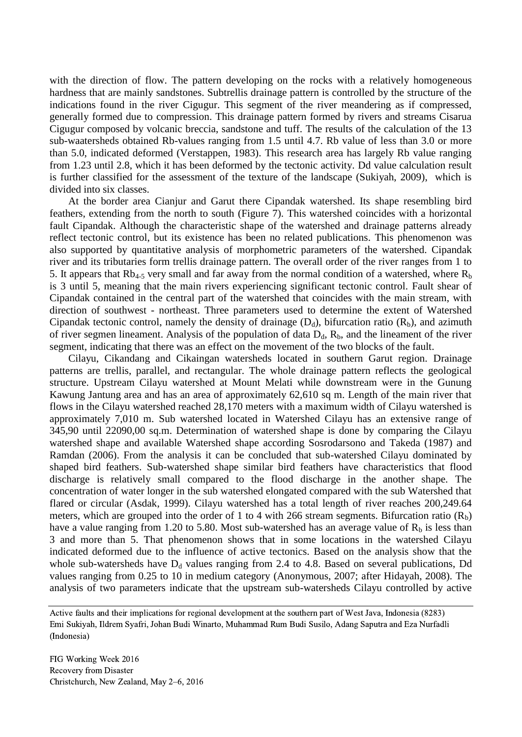with the direction of flow. The pattern developing on the rocks with a relatively homogeneous hardness that are mainly sandstones. Subtrellis drainage pattern is controlled by the structure of the indications found in the river Cigugur. This segment of the river meandering as if compressed, generally formed due to compression. This drainage pattern formed by rivers and streams Cisarua Cigugur composed by volcanic breccia, sandstone and tuff. The results of the calculation of the 13 sub-waatersheds obtained Rb-values ranging from 1.5 until 4.7. Rb value of less than 3.0 or more than 5.0, indicated deformed (Verstappen, 1983). This research area has largely Rb value ranging from 1.23 until 2.8, which it has been deformed by the tectonic activity. Dd value calculation result is further classified for the assessment of the texture of the landscape (Sukiyah, 2009), which is divided into six classes.

At the border area Cianjur and Garut there Cipandak watershed. Its shape resembling bird feathers, extending from the north to south (Figure 7). This watershed coincides with a horizontal fault Cipandak. Although the characteristic shape of the watershed and drainage patterns already reflect tectonic control, but its existence has been no related publications. This phenomenon was also supported by quantitative analysis of morphometric parameters of the watershed. Cipandak river and its tributaries form trellis drainage pattern. The overall order of the river ranges from 1 to 5. It appears that $Rb_{4-5}$ very small and far away from the normal condition of a watershed, where $R_b$ is 3 until 5, meaning that the main rivers experiencing significant tectonic control. Fault shear of Cipandak contained in the central part of the watershed that coincides with the main stream, with direction of southwest - northeast. Three parameters used to determine the extent of Watershed Cipandak tectonic control, namely the density of drainage ($D_d$), bifurcation ratio ($R_b$), and azimuth of river segmen lineament. Analysis of the population of data $D_d$, $R_b$, and the lineament of the river segment, indicating that there was an effect on the movement of the two blocks of the fault.

Cilayu, Cikandang and Cikaingan watersheds located in southern Garut region. Drainage patterns are trellis, parallel, and rectangular. The whole drainage pattern reflects the geological structure. Upstream Cilayu watershed at Mount Melati while downstream were in the Gunung Kawung Jantung area and has an area of approximately 62,610 sq m. Length of the main river that flows in the Cilayu watershed reached 28,170 meters with a maximum width of Cilayu watershed is approximately 7,010 m. Sub watershed located in Watershed Cilayu has an extensive range of 345,90 until 22090,00 sq.m. Determination of watershed shape is done by comparing the Cilayu watershed shape and available Watershed shape according Sosrodarsono and Takeda (1987) and Ramdan (2006). From the analysis it can be concluded that sub-watershed Cilayu dominated by shaped bird feathers. Sub-watershed shape similar bird feathers have characteristics that flood discharge is relatively small compared to the flood discharge in the another shape. The concentration of water longer in the sub watershed elongated compared with the sub Watershed that flared or circular (Asdak, 1999). Cilayu watershed has a total length of river reaches 200,249.64 meters, which are grouped into the order of 1 to 4 with 266 stream segments. Bifurcation ratio ($R_b$) have a value ranging from 1.20 to 5.80. Most sub-watershed has an average value of $R_b$ is less than 3 and more than 5. That phenomenon shows that in some locations in the watershed Cilayu indicated deformed due to the influence of active tectonics. Based on the analysis show that the whole sub-watersheds have $D_d$ values ranging from 2.4 to 4.8. Based on several publications, Dd values ranging from 0.25 to 10 in medium category (Anonymous, 2007; after Hidayah, 2008). The analysis of two parameters indicate that the upstream sub-watersheds Cilayu controlled by active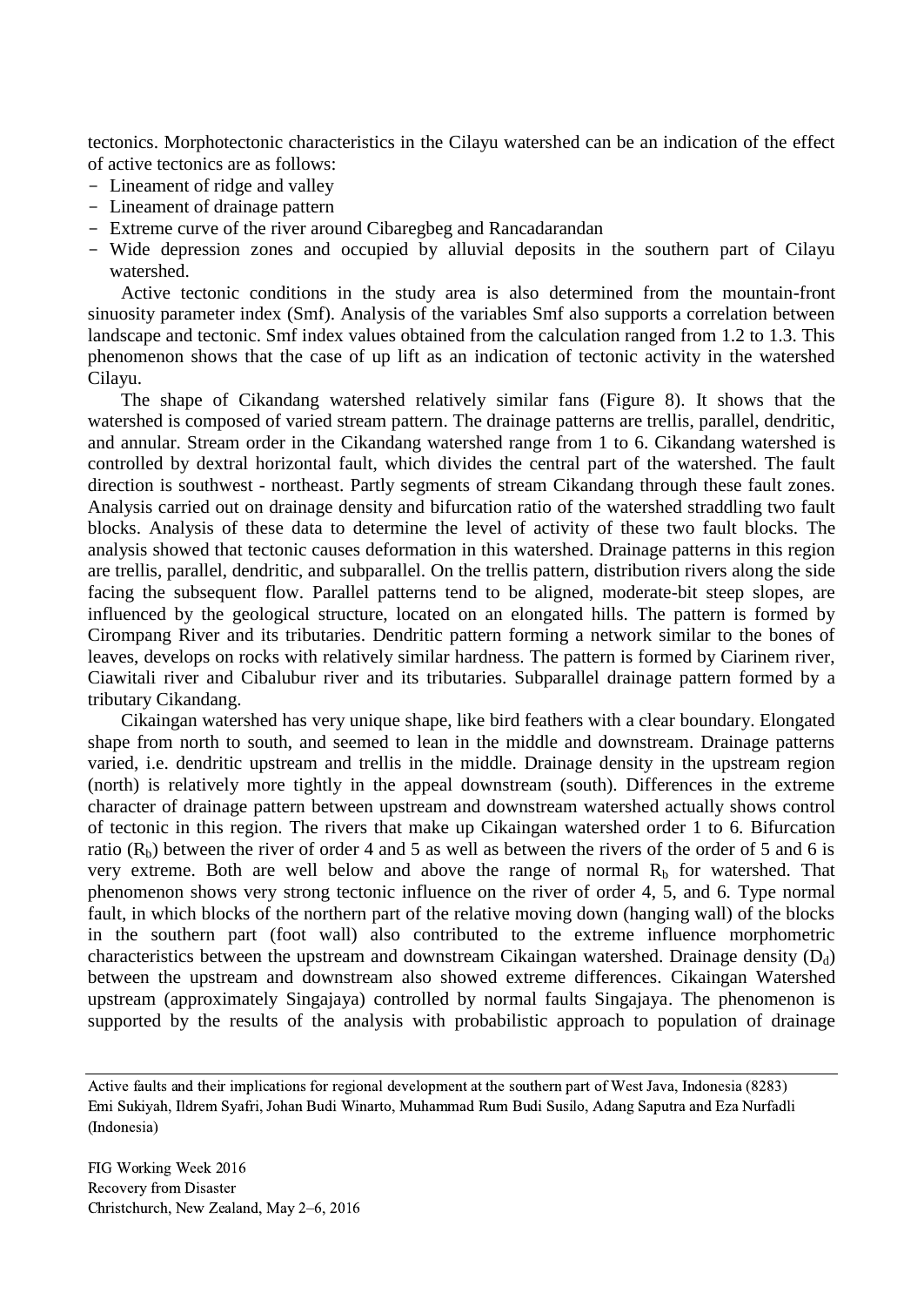tectonics. Morphotectonic characteristics in the Cilayu watershed can be an indication of the effect of active tectonics are as follows:

- Lineament of ridge and valley
- Lineament of drainage pattern
- Extreme curve of the river around Cibaregbeg and Rancadarandan
- Wide depression zones and occupied by alluvial deposits in the southern part of Cilayu watershed.

Active tectonic conditions in the study area is also determined from the mountain-front sinuosity parameter index (Smf). Analysis of the variables Smf also supports a correlation between landscape and tectonic. Smf index values obtained from the calculation ranged from 1.2 to 1.3. This phenomenon shows that the case of up lift as an indication of tectonic activity in the watershed Cilayu.

The shape of Cikandang watershed relatively similar fans (Figure 8). It shows that the watershed is composed of varied stream pattern. The drainage patterns are trellis, parallel, dendritic, and annular. Stream order in the Cikandang watershed range from 1 to 6. Cikandang watershed is controlled by dextral horizontal fault, which divides the central part of the watershed. The fault direction is southwest - northeast. Partly segments of stream Cikandang through these fault zones. Analysis carried out on drainage density and bifurcation ratio of the watershed straddling two fault blocks. Analysis of these data to determine the level of activity of these two fault blocks. The analysis showed that tectonic causes deformation in this watershed. Drainage patterns in this region are trellis, parallel, dendritic, and subparallel. On the trellis pattern, distribution rivers along the side facing the subsequent flow. Parallel patterns tend to be aligned, moderate-bit steep slopes, are influenced by the geological structure, located on an elongated hills. The pattern is formed by Cirompang River and its tributaries. Dendritic pattern forming a network similar to the bones of leaves, develops on rocks with relatively similar hardness. The pattern is formed by Ciarinem river, Ciawitali river and Cibalubur river and its tributaries. Subparallel drainage pattern formed by a tributary Cikandang.

Cikaingan watershed has very unique shape, like bird feathers with a clear boundary. Elongated shape from north to south, and seemed to lean in the middle and downstream. Drainage patterns varied, i.e. dendritic upstream and trellis in the middle. Drainage density in the upstream region (north) is relatively more tightly in the appeal downstream (south). Differences in the extreme character of drainage pattern between upstream and downstream watershed actually shows control of tectonic in this region. The rivers that make up Cikaingan watershed order 1 to 6. Bifurcation ratio ($R_b$) between the river of order 4 and 5 as well as between the rivers of the order of 5 and 6 is very extreme. Both are well below and above the range of normal $R_b$ for watershed. That phenomenon shows very strong tectonic influence on the river of order 4, 5, and 6. Type normal fault, in which blocks of the northern part of the relative moving down (hanging wall) of the blocks in the southern part (foot wall) also contributed to the extreme influence morphometric characteristics between the upstream and downstream Cikaingan watershed. Drainage density ($D_d$) between the upstream and downstream also showed extreme differences. Cikaingan Watershed upstream (approximately Singajaya) controlled by normal faults Singajaya. The phenomenon is supported by the results of the analysis with probabilistic approach to population of drainage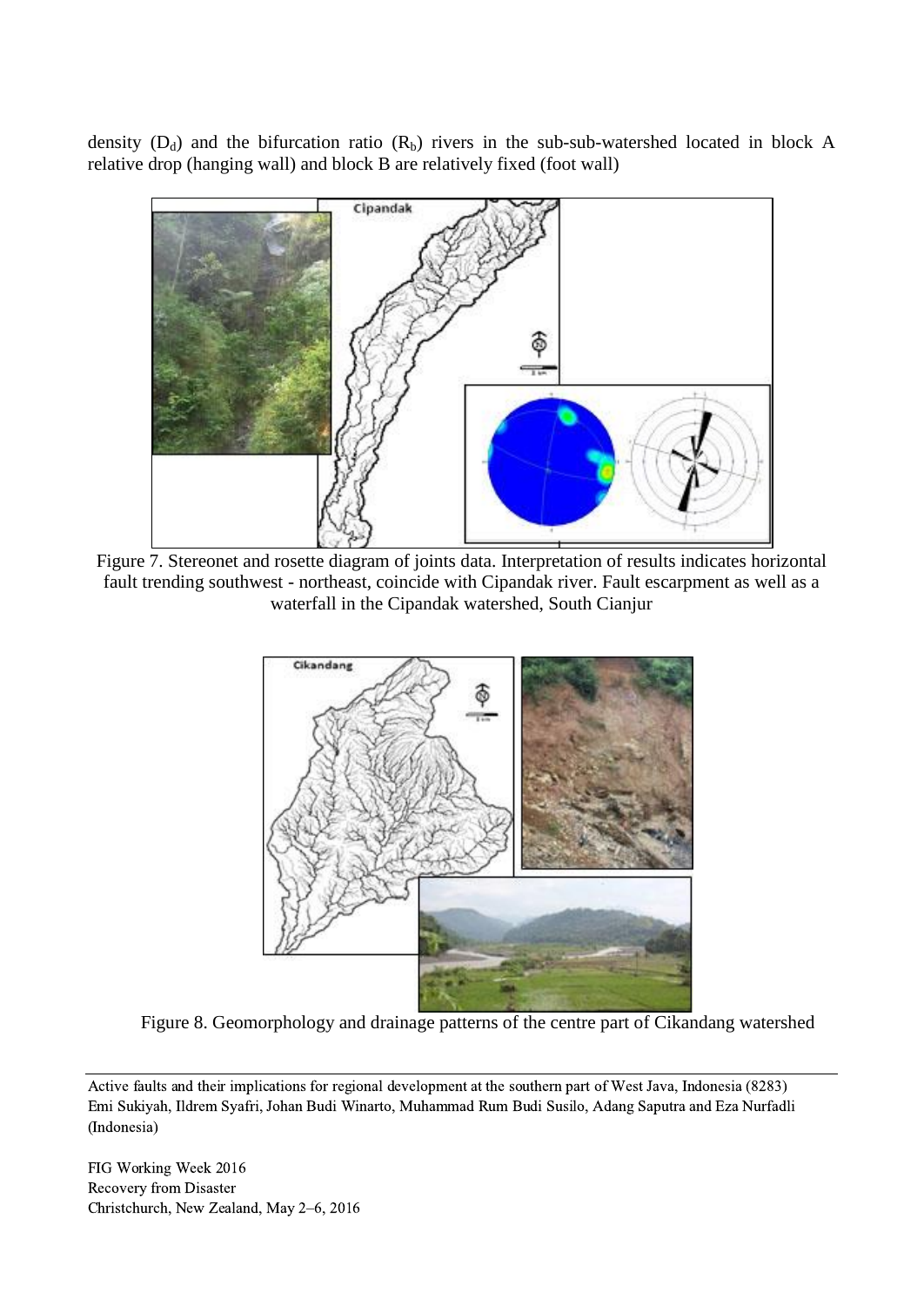density ($D_d$) and the bifurcation ratio ($R_b$) rivers in the sub-sub-watershed located in block A relative drop (hanging wall) and block B are relatively fixed (foot wall)

Figure 7. Stereonet and rosette diagram of joints data. Interpretation of results indicates horizontal fault trending southwest - northeast, coincide with Cipandak river. Fault escarpment as well as a waterfall in the Cipandak watershed, South Cianjur

Figure 8. Geomorphology and drainage patterns of the centre part of Cikandang watershed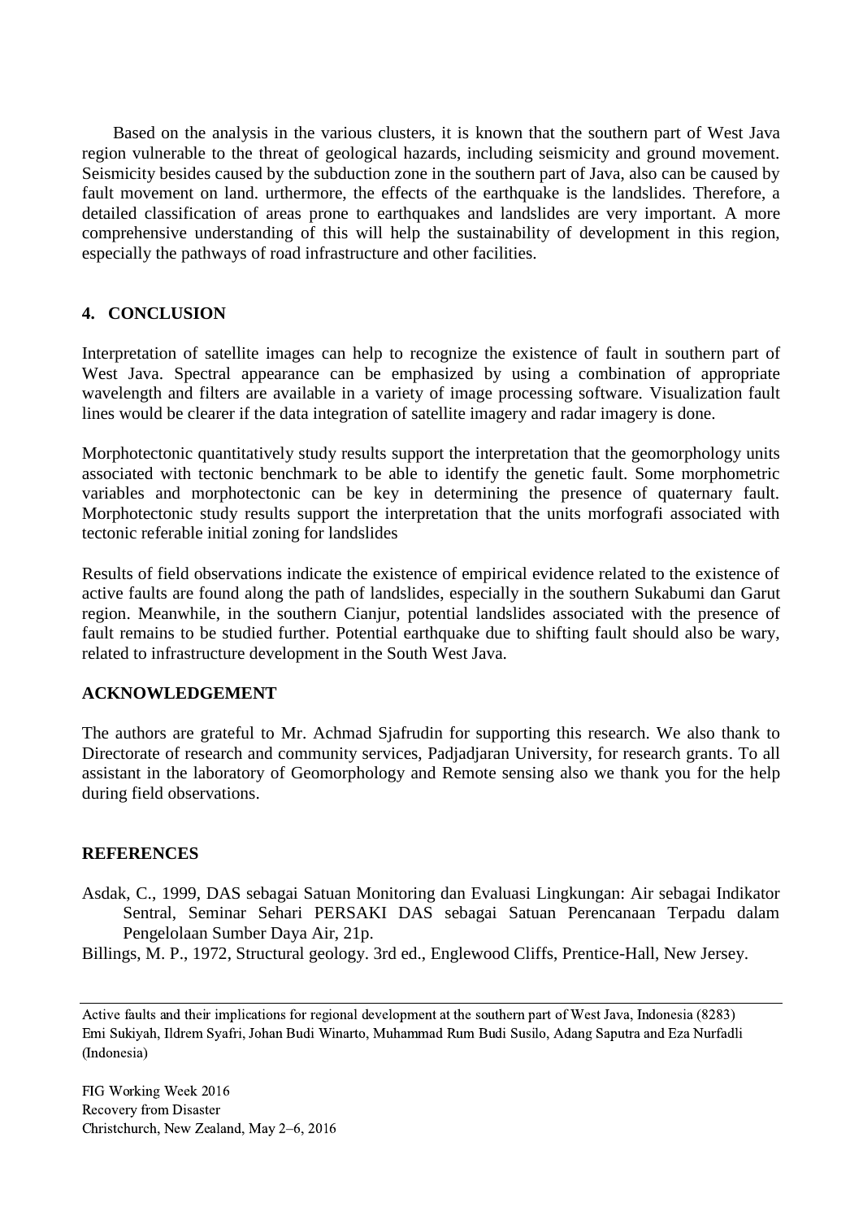Based on the analysis in the various clusters, it is known that the southern part of West Java region vulnerable to the threat of geological hazards, including seismicity and ground movement. Seismicity besides caused by the subduction zone in the southern part of Java, also can be caused by fault movement on land. urthermore, the effects of the earthquake is the landslides. Therefore, a detailed classification of areas prone to earthquakes and landslides are very important. A more comprehensive understanding of this will help the sustainability of development in this region, especially the pathways of road infrastructure and other facilities.

## 4. CONCLUSION

Interpretation of satellite images can help to recognize the existence of fault in southern part of West Java. Spectral appearance can be emphasized by using a combination of appropriate wavelength and filters are available in a variety of image processing software. Visualization fault lines would be clearer if the data integration of satellite imagery and radar imagery is done.

Morphotectonic quantitatively study results support the interpretation that the geomorphology units associated with tectonic benchmark to be able to identify the genetic fault. Some morphometric variables and morphotectonic can be key in determining the presence of quaternary fault. Morphotectonic study results support the interpretation that the units morfografi associated with tectonic referable initial zoning for landslides

Results of field observations indicate the existence of empirical evidence related to the existence of active faults are found along the path of landslides, especially in the southern Sukabumi dan Garut region. Meanwhile, in the southern Cianjur, potential landslides associated with the presence of fault remains to be studied further. Potential earthquake due to shifting fault should also be wary, related to infrastructure development in the South West Java.

## ACKNOWLEDGEMENT

The authors are grateful to Mr. Achmad Sjafrudin for supporting this research. We also thank to Directorate of research and community services, Padjadjaran University, for research grants. To all assistant in the laboratory of Geomorphology and Remote sensing also we thank you for the help during field observations.

## REFERENCES

Asdak, C., 1999, DAS sebagai Satuan Monitoring dan Evaluasi Lingkungan: Air sebagai Indikator Sentral, Seminar Sehari PERSAKI DAS sebagai Satuan Perencanaan Terpadu dalam Pengelolaan Sumber Daya Air, 21p.

Billings, M. P., 1972, Structural geology. 3rd ed., Englewood Cliffs, Prentice-Hall, New Jersey.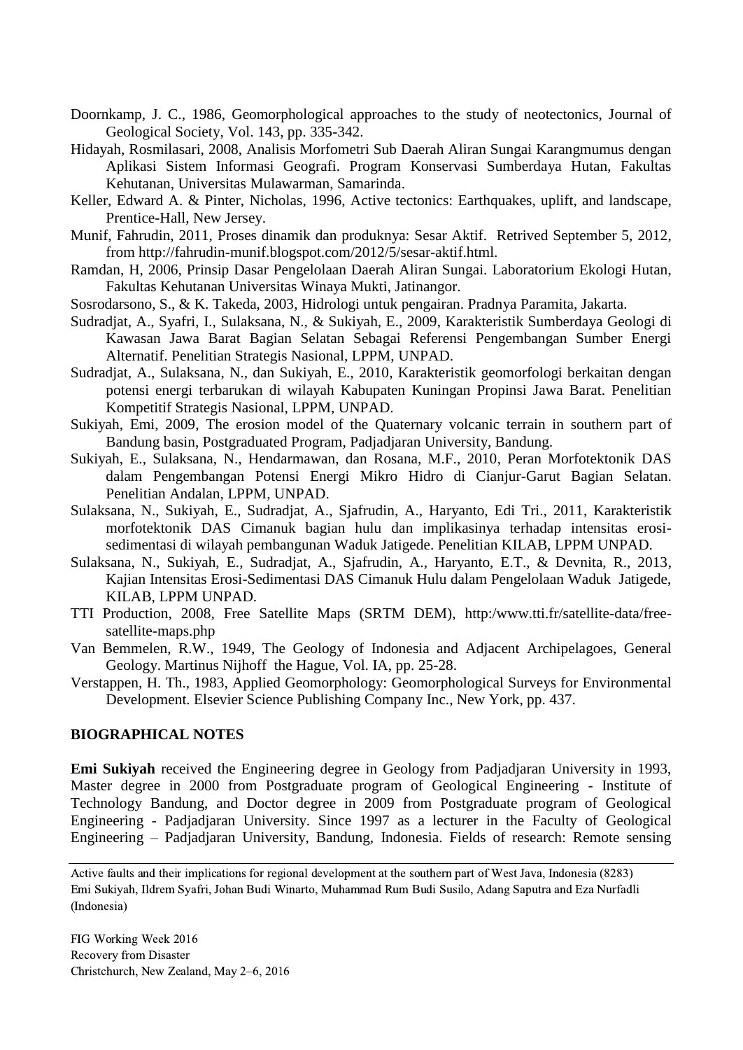Doornkamp, J. C., 1986, Geomorphological approaches to the study of neotectonics, Journal of Geological Society, Vol. 143, pp. 335-342.

Hidayah, Rosmilasari, 2008, Analisis Morfometri Sub Daerah Aliran Sungai Karangmumus dengan Aplikasi Sistem Informasi Geografi. Program Konservasi Sumberdaya Hutan, Fakultas Kehutanan, Universitas Mulawarman, Samarinda.

Keller, Edward A. & Pinter, Nicholas, 1996, Active tectonics: Earthquakes, uplift, and landscape, Prentice-Hall, New Jersey.

Munif, Fahrudin, 2011, Proses dinamik dan produknya: Sesar Aktif. Retrived September 5, 2012, from http://fahrudin-munif.blogspot.com/2012/5/sesar-aktif.html.

Ramdan, H, 2006, Prinsip Dasar Pengelolaan Daerah Aliran Sungai. Laboratorium Ekologi Hutan, Fakultas Kehutanan Universitas Winaya Mukti, Jatinangor.

Sosrodarsono, S., & K. Takeda, 2003, Hidrologi untuk pengairan. Pradnya Paramita, Jakarta.

Sudradjat, A., Syafri, I., Sulaksana, N., & Sukiyah, E., 2009, Karakteristik Sumberdaya Geologi di Kawasan Jawa Barat Bagian Selatan Sebagai Referensi Pengembangan Sumber Energi Alternatif. Penelitian Strategis Nasional, LPPM, UNPAD.

Sudradjat, A., Sulaksana, N., dan Sukiyah, E., 2010, Karakteristik geomorfologi berkaitan dengan potensi energi terbarukan di wilayah Kabupaten Kuningan Propinsi Jawa Barat. Penelitian Kompetitif Strategis Nasional, LPPM, UNPAD.

Sukiyah, Emi, 2009, The erosion model of the Quaternary volcanic terrain in southern part of Bandung basin, Postgraduated Program, Padjadjaran University, Bandung.

Sukiyah, E., Sulaksana, N., Hendarmawan, dan Rosana, M.F., 2010, Peran Morfotektonik DAS dalam Pengembangan Potensi Energi Mikro Hidro di Cianjur-Garut Bagian Selatan. Penelitian Andalan, LPPM, UNPAD.

Sulaksana, N., Sukiyah, E., Sudradjat, A., Sjafrudin, A., Haryanto, Edi Tri., 2011, Karakteristik morfotektonik DAS Cimanuk bagian hulu dan implikasinya terhadap intensitas erosi-sedimentasi di wilayah pembangunan Waduk Jatigede. Penelitian KILAB, LPPM UNPAD.

Sulaksana, N., Sukiyah, E., Sudradjat, A., Sjafrudin, A., Haryanto, E.T., & Devnita, R., 2013, Kajian Intensitas Erosi-Sedimentasi DAS Cimanuk Hulu dalam Pengelolaan Waduk Jatigede, KILAB, LPPM UNPAD.

TTI Production, 2008, Free Satellite Maps (SRTM DEM), http:/www.tti.fr/satellite-data/free-satellite-maps.php

Van Bemmelen, R.W., 1949, The Geology of Indonesia and Adjacent Archipelagoes, General Geology. Martinus Nijhoff the Hague, Vol. IA, pp. 25-28.

Verstappen, H. Th., 1983, Applied Geomorphology: Geomorphological Surveys for Environmental Development. Elsevier Science Publishing Company Inc., New York, pp. 437.

## BIOGRAPHICAL NOTES

**Emi Sukiyah** received the Engineering degree in Geology from Padjadjaran University in 1993, Master degree in 2000 from Postgraduate program of Geological Engineering - Institute of Technology Bandung, and Doctor degree in 2009 from Postgraduate program of Geological Engineering - Padjadjaran University. Since 1997 as a lecturer in the Faculty of Geological Engineering – Padjadjaran University, Bandung, Indonesia. Fields of research: Remote sensing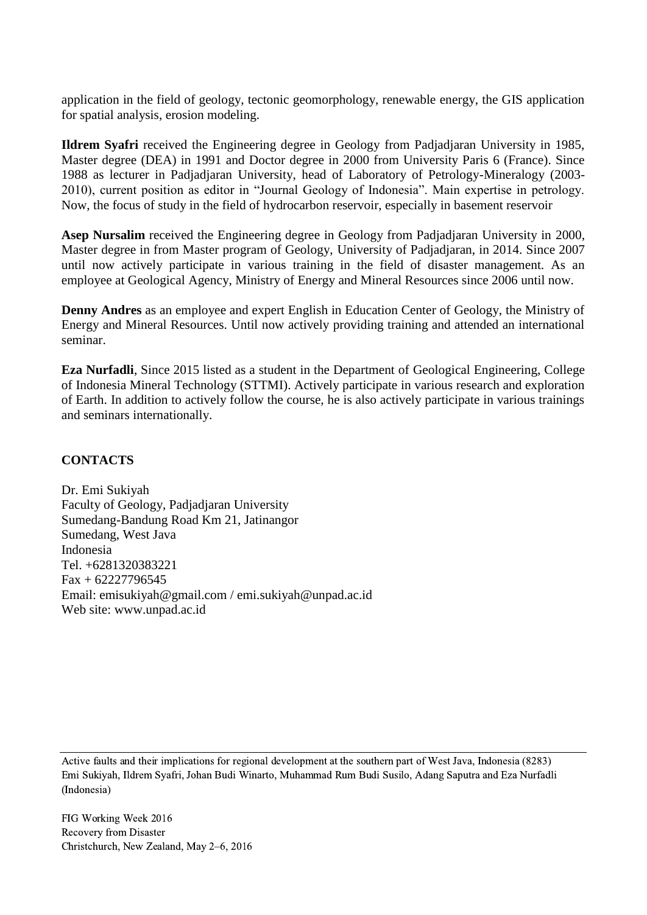application in the field of geology, tectonic geomorphology, renewable energy, the GIS application for spatial analysis, erosion modeling.

**Ildrem Syafri** received the Engineering degree in Geology from Padjadjaran University in 1985, Master degree (DEA) in 1991 and Doctor degree in 2000 from University Paris 6 (France). Since 1988 as lecturer in Padjadjaran University, head of Laboratory of Petrology-Mineralogy (2003-2010), current position as editor in "Journal Geology of Indonesia". Main expertise in petrology. Now, the focus of study in the field of hydrocarbon reservoir, especially in basement reservoir

**Asep Nursalim** received the Engineering degree in Geology from Padjadjaran University in 2000, Master degree in from Master program of Geology, University of Padjadjaran, in 2014. Since 2007 until now actively participate in various training in the field of disaster management. As an employee at Geological Agency, Ministry of Energy and Mineral Resources since 2006 until now.

**Denny Andres** as an employee and expert English in Education Center of Geology, the Ministry of Energy and Mineral Resources. Until now actively providing training and attended an international seminar.

**Eza Nurfadli**, Since 2015 listed as a student in the Department of Geological Engineering, College of Indonesia Mineral Technology (STTMI). Actively participate in various research and exploration of Earth. In addition to actively follow the course, he is also actively participate in various trainings and seminars internationally.

## CONTACTS

Dr. Emi Sukiyah
Faculty of Geology, Padjadjaran University
Sumedang-Bandung Road Km 21, Jatinangor
Sumedang, West Java
Indonesia
Tel. +6281320383221
Fax + 62227796545
Email: emisukiyah@gmail.com / emi.sukiyah@unpad.ac.id
Web site: www.unpad.ac.id